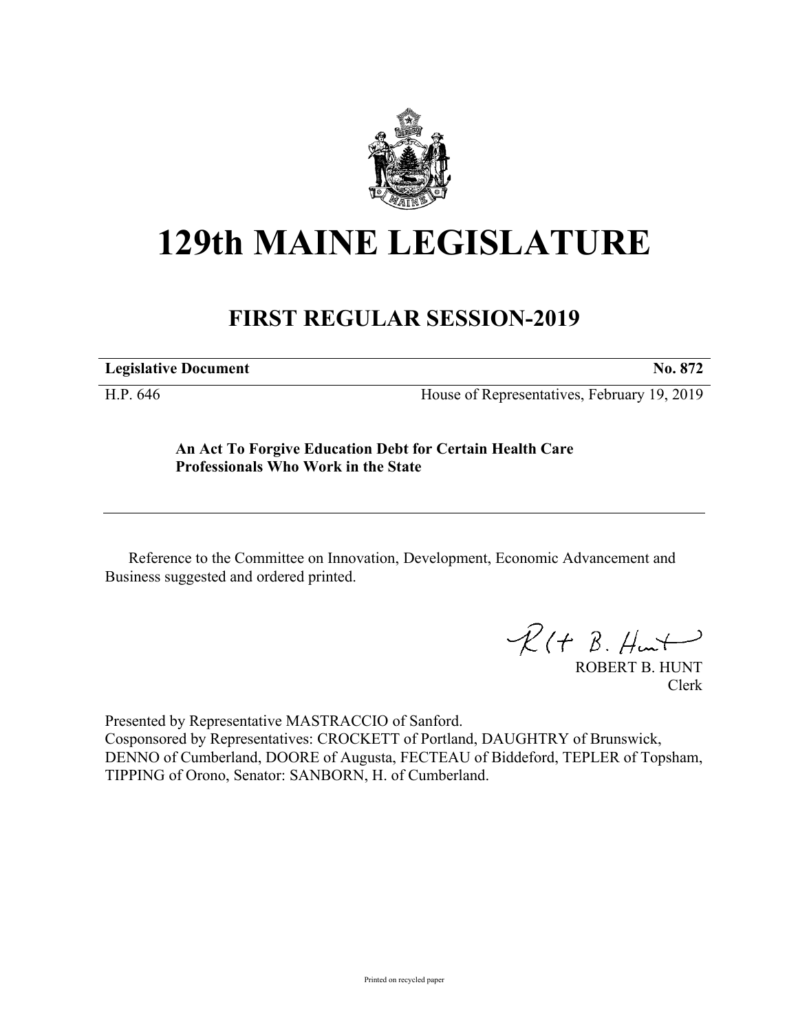# 129th MAINE LEGISLATURE

## FIRST REGULAR SESSION-2019

**Legislative Document** **No. 872**

H.P. 646 House of Representatives, February 19, 2019

**An Act To Forgive Education Debt for Certain Health Care Professionals Who Work in the State**

Reference to the Committee on Innovation, Development, Economic Advancement and Business suggested and ordered printed.

ROBERT B. HUNT
Clerk

Presented by Representative MASTRACCIO of Sanford.
Cosponsored by Representatives: CROCKETT of Portland, DAUGHTRY of Brunswick, DENNO of Cumberland, DOORE of Augusta, FECTEAU of Biddeford, TEPLER of Topsham, TIPPING of Orono, Senator: SANBORN, H. of Cumberland.

Printed on recycled paper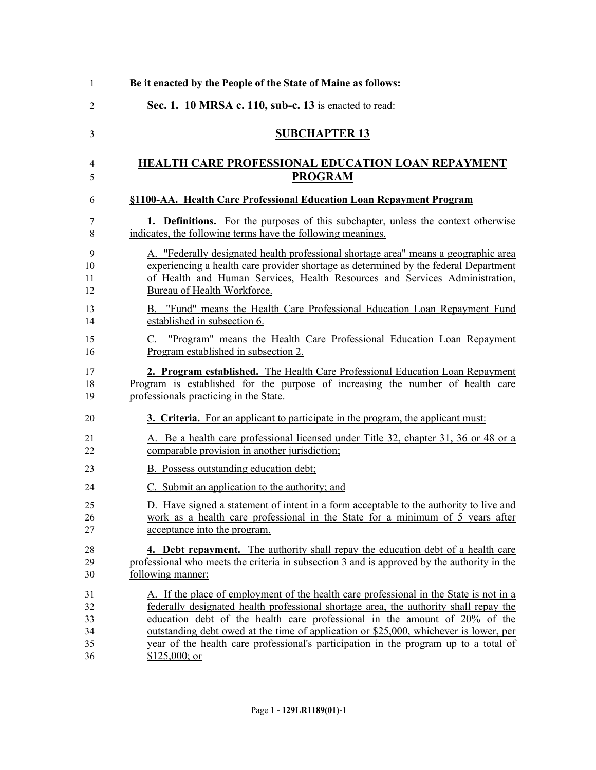**Be it enacted by the People of the State of Maine as follows:**

**Sec. 1. 10 MRSA c. 110, sub-c. 13** is enacted to read:

## SUBCHAPTER 13

## HEALTH CARE PROFESSIONAL EDUCATION LOAN REPAYMENT PROGRAM

### §1100-AA. Health Care Professional Education Loan Repayment Program

**1. Definitions.** For the purposes of this subchapter, unless the context otherwise indicates, the following terms have the following meanings.

A. "Federally designated health professional shortage area" means a geographic area experiencing a health care provider shortage as determined by the federal Department of Health and Human Services, Health Resources and Services Administration, Bureau of Health Workforce.

B. "Fund" means the Health Care Professional Education Loan Repayment Fund established in subsection 6.

C. "Program" means the Health Care Professional Education Loan Repayment Program established in subsection 2.

**2. Program established.** The Health Care Professional Education Loan Repayment Program is established for the purpose of increasing the number of health care professionals practicing in the State.

**3. Criteria.** For an applicant to participate in the program, the applicant must:

A. Be a health care professional licensed under Title 32, chapter 31, 36 or 48 or a comparable provision in another jurisdiction;

B. Possess outstanding education debt;

C. Submit an application to the authority; and

D. Have signed a statement of intent in a form acceptable to the authority to live and work as a health care professional in the State for a minimum of 5 years after acceptance into the program.

**4. Debt repayment.** The authority shall repay the education debt of a health care professional who meets the criteria in subsection 3 and is approved by the authority in the following manner:

A. If the place of employment of the health care professional in the State is not in a federally designated health professional shortage area, the authority shall repay the education debt of the health care professional in the amount of 20% of the outstanding debt owed at the time of application or $25,000, whichever is lower, per year of the health care professional's participation in the program up to a total of $125,000; or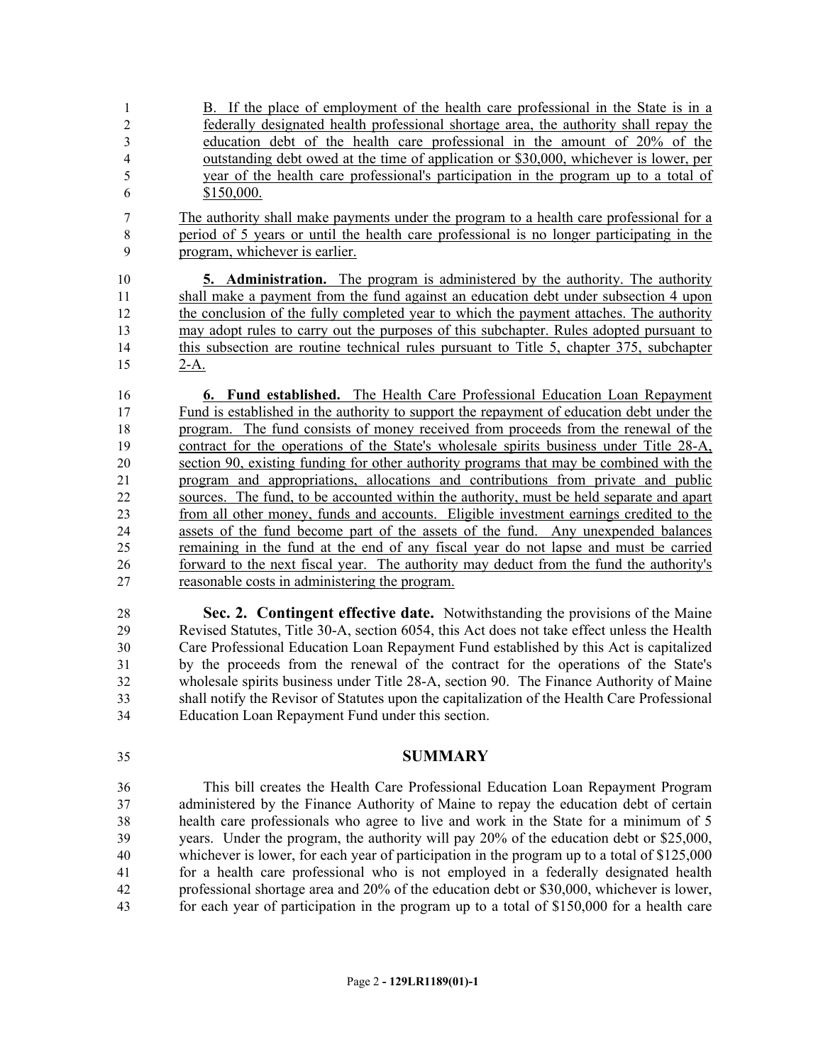B. If the place of employment of the health care professional in the State is in a federally designated health professional shortage area, the authority shall repay the education debt of the health care professional in the amount of 20% of the outstanding debt owed at the time of application or $30,000, whichever is lower, per year of the health care professional's participation in the program up to a total of $150,000.

The authority shall make payments under the program to a health care professional for a period of 5 years or until the health care professional is no longer participating in the program, whichever is earlier.

**5. Administration.** The program is administered by the authority. The authority shall make a payment from the fund against an education debt under subsection 4 upon the conclusion of the fully completed year to which the payment attaches. The authority may adopt rules to carry out the purposes of this subchapter. Rules adopted pursuant to this subsection are routine technical rules pursuant to Title 5, chapter 375, subchapter 2-A.

**6. Fund established.** The Health Care Professional Education Loan Repayment Fund is established in the authority to support the repayment of education debt under the program. The fund consists of money received from proceeds from the renewal of the contract for the operations of the State's wholesale spirits business under Title 28-A, section 90, existing funding for other authority programs that may be combined with the program and appropriations, allocations and contributions from private and public sources. The fund, to be accounted within the authority, must be held separate and apart from all other money, funds and accounts. Eligible investment earnings credited to the assets of the fund become part of the assets of the fund. Any unexpended balances remaining in the fund at the end of any fiscal year do not lapse and must be carried forward to the next fiscal year. The authority may deduct from the fund the authority's reasonable costs in administering the program.

**Sec. 2. Contingent effective date.** Notwithstanding the provisions of the Maine Revised Statutes, Title 30-A, section 6054, this Act does not take effect unless the Health Care Professional Education Loan Repayment Fund established by this Act is capitalized by the proceeds from the renewal of the contract for the operations of the State's wholesale spirits business under Title 28-A, section 90. The Finance Authority of Maine shall notify the Revisor of Statutes upon the capitalization of the Health Care Professional Education Loan Repayment Fund under this section.

## SUMMARY

This bill creates the Health Care Professional Education Loan Repayment Program administered by the Finance Authority of Maine to repay the education debt of certain health care professionals who agree to live and work in the State for a minimum of 5 years. Under the program, the authority will pay 20% of the education debt or $25,000, whichever is lower, for each year of participation in the program up to a total of $125,000 for a health care professional who is not employed in a federally designated health professional shortage area and 20% of the education debt or $30,000, whichever is lower, for each year of participation in the program up to a total of $150,000 for a health care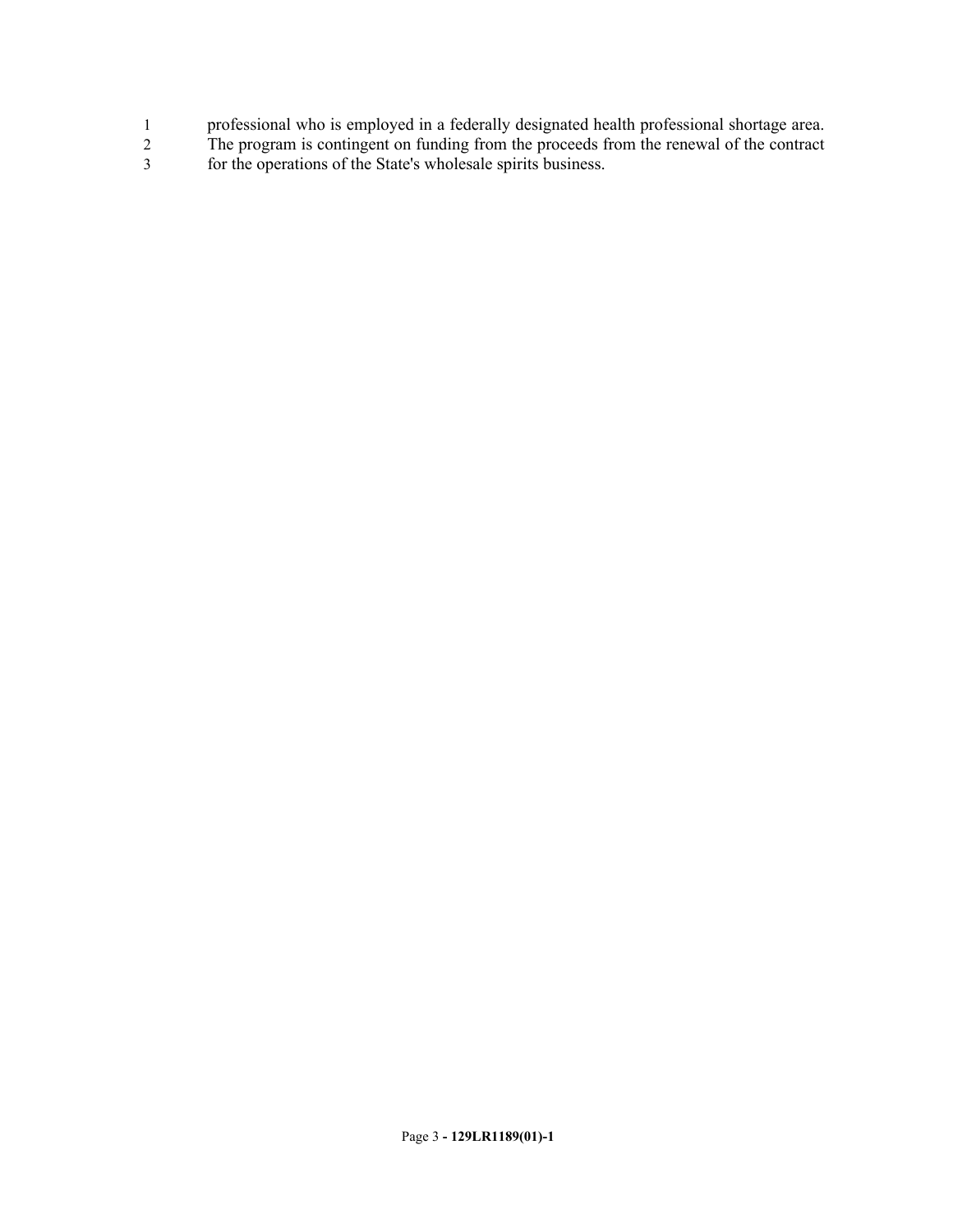professional who is employed in a federally designated health professional shortage area. The program is contingent on funding from the proceeds from the renewal of the contract for the operations of the State's wholesale spirits business.